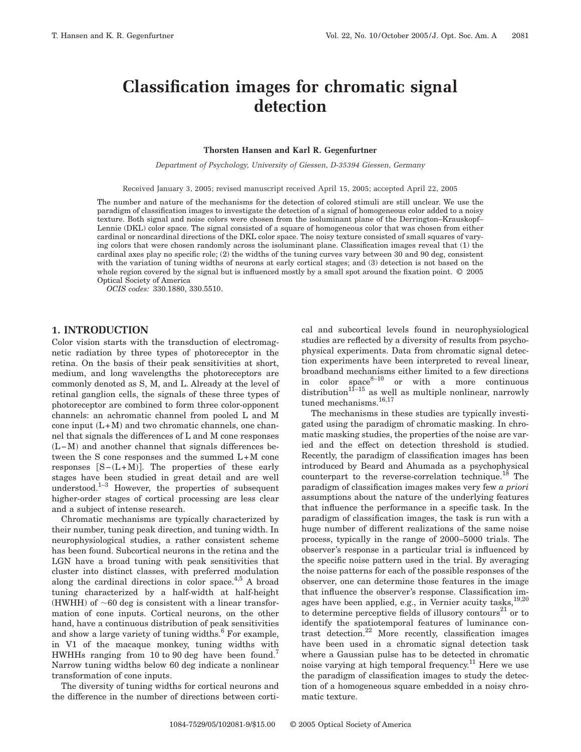# Classification images for chromatic signal detection

**Thorsten Hansen and Karl R. Gegenfurtner**

*Department of Psychology, University of Giessen, D-35394 Giessen, Germany*

Received January 3, 2005; revised manuscript received April 15, 2005; accepted April 22, 2005

The number and nature of the mechanisms for the detection of colored stimuli are still unclear. We use the paradigm of classification images to investigate the detection of a signal of homogeneous color added to a noisy texture. Both signal and noise colors were chosen from the isoluminant plane of the Derrington–Krauskopf–Lennie (DKL) color space. The signal consisted of a square of homogeneous color that was chosen from either cardinal or noncardinal directions of the DKL color space. The noisy texture consisted of small squares of varying colors that were chosen randomly across the isoluminant plane. Classification images reveal that (1) the cardinal axes play no specific role; (2) the widths of the tuning curves vary between 30 and 90 deg, consistent with the variation of tuning widths of neurons at early cortical stages; and (3) detection is not based on the whole region covered by the signal but is influenced mostly by a small spot around the fixation point. © 2005 Optical Society of America

*OCIS codes:* 330.1880, 330.5510.

## 1. INTRODUCTION

Color vision starts with the transduction of electromagnetic radiation by three types of photoreceptor in the retina. On the basis of their peak sensitivities at short, medium, and long wavelengths the photoreceptors are commonly denoted as S, M, and L. Already at the level of retinal ganglion cells, the signals of these three types of photoreceptor are combined to form three color-opponent channels: an achromatic channel from pooled L and M cone input (L+M) and two chromatic channels, one channel that signals the differences of L and M cone responses (L−M) and another channel that signals differences between the S cone responses and the summed L+M cone responses [S−(L+M)]. The properties of these early stages have been studied in great detail and are well understood.[1–3] However, the properties of subsequent higher-order stages of cortical processing are less clear and a subject of intense research.

Chromatic mechanisms are typically characterized by their number, tuning peak direction, and tuning width. In neurophysiological studies, a rather consistent scheme has been found. Subcortical neurons in the retina and the LGN have a broad tuning with peak sensitivities that cluster into distinct classes, with preferred modulation along the cardinal directions in color space.[4,5] A broad tuning characterized by a half-width at half-height (HWHH) of ~60 deg is consistent with a linear transformation of cone inputs. Cortical neurons, on the other hand, have a continuous distribution of peak sensitivities and show a large variety of tuning widths.[6] For example, in V1 of the macaque monkey, tuning widths with HWHHs ranging from 10 to 90 deg have been found.[7] Narrow tuning widths below 60 deg indicate a nonlinear transformation of cone inputs.

The diversity of tuning widths for cortical neurons and the difference in the number of directions between cortical and subcortical levels found in neurophysiological studies are reflected by a diversity of results from psychophysical experiments. Data from chromatic signal detection experiments have been interpreted to reveal linear, broadband mechanisms either limited to a few directions in color space[8–10] or with a more continuous distribution[11–15] as well as multiple nonlinear, narrowly tuned mechanisms.[16,17]

The mechanisms in these studies are typically investigated using the paradigm of chromatic masking. In chromatic masking studies, the properties of the noise are varied and the effect on detection threshold is studied. Recently, the paradigm of classification images has been introduced by Beard and Ahumada as a psychophysical counterpart to the reverse-correlation technique.[18] The paradigm of classification images makes very few *a priori* assumptions about the nature of the underlying features that influence the performance in a specific task. In the paradigm of classification images, the task is run with a huge number of different realizations of the same noise process, typically in the range of 2000–5000 trials. The observer's response in a particular trial is influenced by the specific noise pattern used in the trial. By averaging the noise patterns for each of the possible responses of the observer, one can determine those features in the image that influence the observer's response. Classification images have been applied, e.g., in Vernier acuity tasks,[19,20] to determine perceptive fields of illusory contours[21] or to identify the spatiotemporal features of luminance contrast detection.[22] More recently, classification images have been used in a chromatic signal detection task where a Gaussian pulse has to be detected in chromatic noise varying at high temporal frequency.[11] Here we use the paradigm of classification images to study the detection of a homogeneous square embedded in a noisy chromatic texture.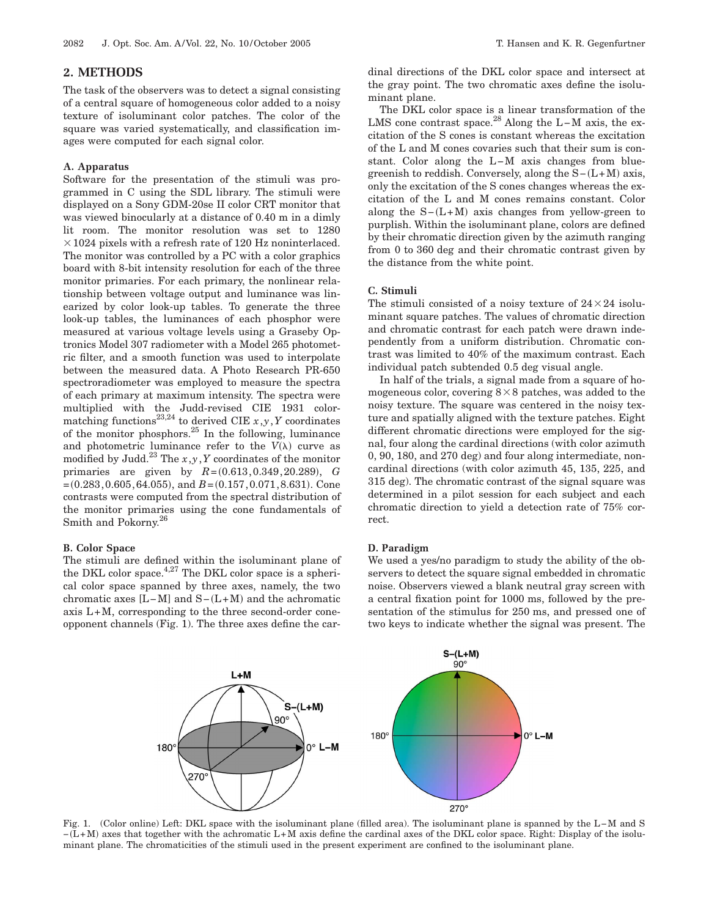## 2. METHODS

The task of the observers was to detect a signal consisting of a central square of homogeneous color added to a noisy texture of isoluminant color patches. The color of the square was varied systematically, and classification images were computed for each signal color.

### A. Apparatus

Software for the presentation of the stimuli was programmed in C using the SDL library. The stimuli were displayed on a Sony GDM-20se II color CRT monitor that was viewed binocularly at a distance of 0.40 m in a dimly lit room. The monitor resolution was set to 1280 $\times$ 1024 pixels with a refresh rate of 120 Hz noninterlaced. The monitor was controlled by a PC with a color graphics board with 8-bit intensity resolution for each of the three monitor primaries. For each primary, the nonlinear relationship between voltage output and luminance was linearized by color look-up tables. To generate the three look-up tables, the luminances of each phosphor were measured at various voltage levels using a Graseby Optronics Model 307 radiometer with a Model 265 photometric filter, and a smooth function was used to interpolate between the measured data. A Photo Research PR-650 spectroradiometer was employed to measure the spectra of each primary at maximum intensity. The spectra were multiplied with the Judd-revised CIE 1931 color-matching functions[23,24] to derived CIE $x,y,Y$ coordinates of the monitor phosphors.[25] In the following, luminance and photometric luminance refer to the $V(\lambda)$ curve as modified by Judd.[23] The $x,y,Y$ coordinates of the monitor primaries are given by $R=(0.613, 0.349, 20.289)$, $G=(0.283, 0.605, 64.055)$, and $B=(0.157, 0.071, 8.631)$. Cone contrasts were computed from the spectral distribution of the monitor primaries using the cone fundamentals of Smith and Pokorny.[26]

### B. Color Space

The stimuli are defined within the isoluminant plane of the DKL color space.[4,27] The DKL color space is a spherical color space spanned by three axes, namely, the two chromatic axes [L−M] and S−(L+M) and the achromatic axis L+M, corresponding to the three second-order cone-opponent channels (Fig. 1). The three axes define the cardinal directions of the DKL color space and intersect at the gray point. The two chromatic axes define the isoluminant plane.

The DKL color space is a linear transformation of the LMS cone contrast space.[28] Along the L−M axis, the excitation of the S cones is constant whereas the excitation of the L and M cones covaries such that their sum is constant. Color along the L−M axis changes from bluegreenish to reddish. Conversely, along the S−(L+M) axis, only the excitation of the S cones changes whereas the excitation of the L and M cones remains constant. Color along the S−(L+M) axis changes from yellow-green to purplish. Within the isoluminant plane, colors are defined by their chromatic direction given by the azimuth ranging from 0 to 360 deg and their chromatic contrast given by the distance from the white point.

### C. Stimuli

The stimuli consisted of a noisy texture of 24 $\times$ 24 isoluminant square patches. The values of chromatic direction and chromatic contrast for each patch were drawn independently from a uniform distribution. Chromatic contrast was limited to 40% of the maximum contrast. Each individual patch subtended 0.5 deg visual angle.

In half of the trials, a signal made from a square of homogeneous color, covering 8 $\times$ 8 patches, was added to the noisy texture. The square was centered in the noisy texture and spatially aligned with the texture patches. Eight different chromatic directions were employed for the signal, four along the cardinal directions (with color azimuth 0, 90, 180, and 270 deg) and four along intermediate, noncardinal directions (with color azimuth 45, 135, 225, and 315 deg). The chromatic contrast of the signal square was determined in a pilot session for each subject and each chromatic direction to yield a detection rate of 75% correct.

### D. Paradigm

We used a yes/no paradigm to study the ability of the observers to detect the square signal embedded in chromatic noise. Observers viewed a blank neutral gray screen with a central fixation point for 1000 ms, followed by the presentation of the stimulus for 250 ms, and pressed one of two keys to indicate whether the signal was present. The

Fig. 1. (Color online) Left: DKL space with the isoluminant plane (filled area). The isoluminant plane is spanned by the L−M and S −(L+M) axes that together with the achromatic L+M axis define the cardinal axes of the DKL color space. Right: Display of the isoluminant plane. The chromaticities of the stimuli used in the present experiment are confined to the isoluminant plane.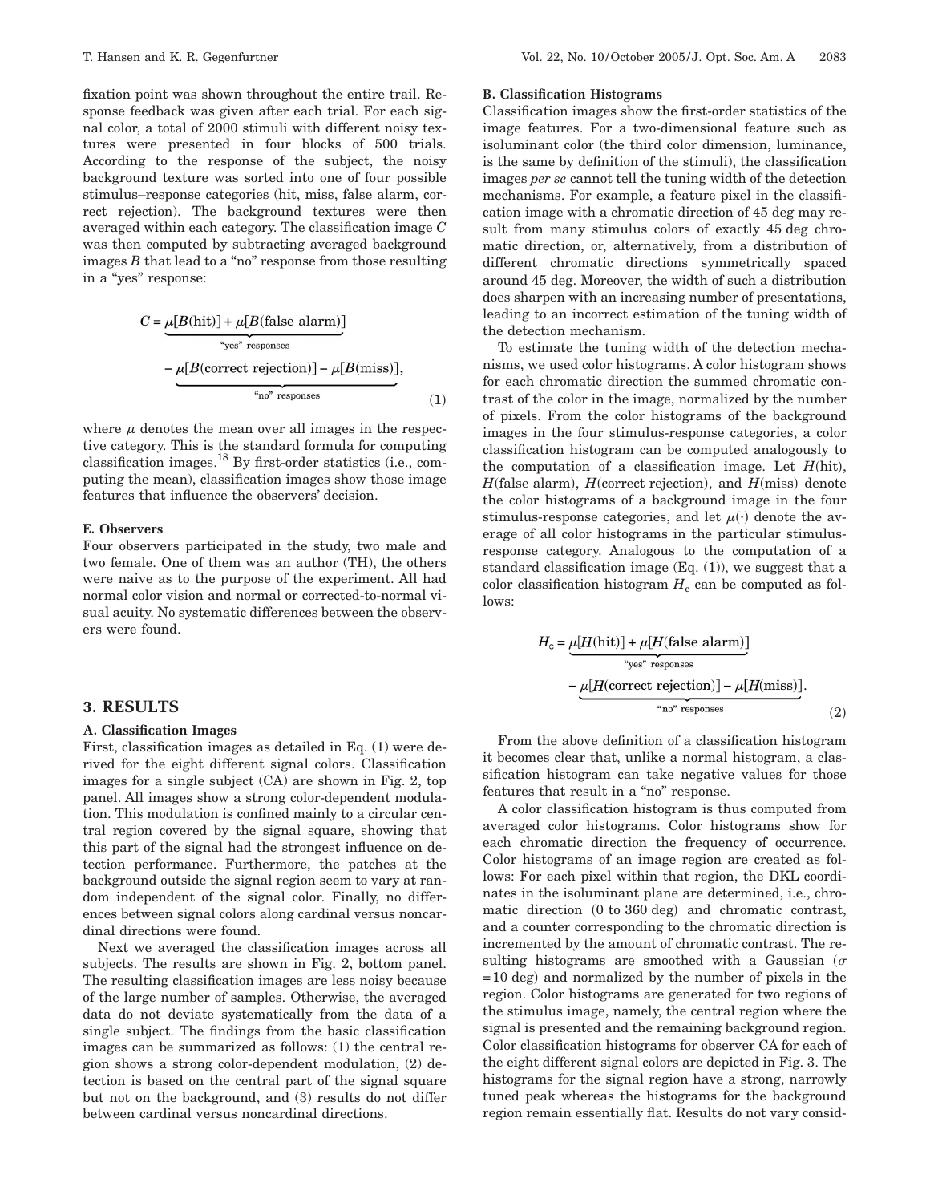fixation point was shown throughout the entire trail. Response feedback was given after each trial. For each signal color, a total of 2000 stimuli with different noisy textures were presented in four blocks of 500 trials. According to the response of the subject, the noisy background texture was sorted into one of four possible stimulus–response categories (hit, miss, false alarm, correct rejection). The background textures were then averaged within each category. The classification image $C$ was then computed by subtracting averaged background images $B$ that lead to a "no" response from those resulting in a "yes" response:

$$C = \underbrace{\mu[B(\text{hit})] + \mu[B(\text{false alarm})]}_{\text{"yes" responses}} - \underbrace{\mu[B(\text{correct rejection})] - \mu[B(\text{miss})]}_{\text{"no" responses}}, \tag{1}$$

where $\mu$ denotes the mean over all images in the respective category. This is the standard formula for computing classification images.[18] By first-order statistics (i.e., computing the mean), classification images show those image features that influence the observers' decision.

### E. Observers

Four observers participated in the study, two male and two female. One of them was an author (TH), the others were naive as to the purpose of the experiment. All had normal color vision and normal or corrected-to-normal visual acuity. No systematic differences between the observers were found.

## 3. RESULTS

### A. Classification Images

First, classification images as detailed in Eq. (1) were derived for the eight different signal colors. Classification images for a single subject (CA) are shown in Fig. 2, top panel. All images show a strong color-dependent modulation. This modulation is confined mainly to a circular central region covered by the signal square, showing that this part of the signal had the strongest influence on detection performance. Furthermore, the patches at the background outside the signal region seem to vary at random independent of the signal color. Finally, no differences between signal colors along cardinal versus noncardinal directions were found.

Next we averaged the classification images across all subjects. The results are shown in Fig. 2, bottom panel. The resulting classification images are less noisy because of the large number of samples. Otherwise, the averaged data do not deviate systematically from the data of a single subject. The findings from the basic classification images can be summarized as follows: (1) the central region shows a strong color-dependent modulation, (2) detection is based on the central part of the signal square but not on the background, and (3) results do not differ between cardinal versus noncardinal directions.

### B. Classification Histograms

Classification images show the first-order statistics of the image features. For a two-dimensional feature such as isoluminant color (the third color dimension, luminance, is the same by definition of the stimuli), the classification images *per se* cannot tell the tuning width of the detection mechanisms. For example, a feature pixel in the classification image with a chromatic direction of 45 deg may result from many stimulus colors of exactly 45 deg chromatic direction, or, alternatively, from a distribution of different chromatic directions symmetrically spaced around 45 deg. Moreover, the width of such a distribution does sharpen with an increasing number of presentations, leading to an incorrect estimation of the tuning width of the detection mechanism.

To estimate the tuning width of the detection mechanisms, we used color histograms. A color histogram shows for each chromatic direction the summed chromatic contrast of the color in the image, normalized by the number of pixels. From the color histograms of the background images in the four stimulus-response categories, a color classification histogram can be computed analogously to the computation of a classification image. Let $H(\text{hit})$, $H(\text{false alarm})$, $H(\text{correct rejection})$, and $H(\text{miss})$ denote the color histograms of a background image in the four stimulus-response categories, and let $\mu(\cdot)$ denote the average of all color histograms in the particular stimulus-response category. Analogous to the computation of a standard classification image (Eq. (1)), we suggest that a color classification histogram $H_c$ can be computed as follows:

$$H_c = \underbrace{\mu[H(\text{hit})] + \mu[H(\text{false alarm})]}_{\text{"yes" responses}} - \underbrace{\mu[H(\text{correct rejection})] - \mu[H(\text{miss})]}_{\text{"no" responses}}. \tag{2}$$

From the above definition of a classification histogram it becomes clear that, unlike a normal histogram, a classification histogram can take negative values for those features that result in a "no" response.

A color classification histogram is thus computed from averaged color histograms. Color histograms show for each chromatic direction the frequency of occurrence. Color histograms of an image region are created as follows: For each pixel within that region, the DKL coordinates in the isoluminant plane are determined, i.e., chromatic direction (0 to 360 deg) and chromatic contrast, and a counter corresponding to the chromatic direction is incremented by the amount of chromatic contrast. The resulting histograms are smoothed with a Gaussian ($\sigma = 10$ deg) and normalized by the number of pixels in the region. Color histograms are generated for two regions of the stimulus image, namely, the central region where the signal is presented and the remaining background region. Color classification histograms for observer CA for each of the eight different signal colors are depicted in Fig. 3. The histograms for the signal region have a strong, narrowly tuned peak whereas the histograms for the background region remain essentially flat. Results do not vary consid-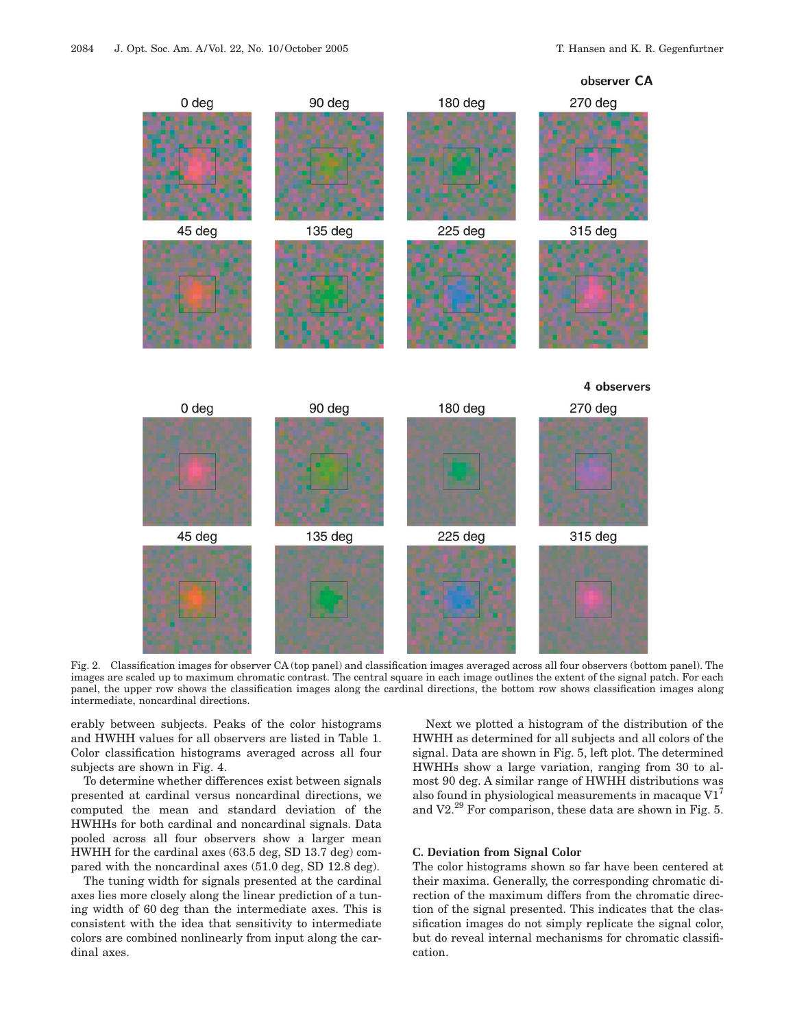Fig. 2. Classification images for observer CA (top panel) and classification images averaged across all four observers (bottom panel). The images are scaled up to maximum chromatic contrast. The central square in each image outlines the extent of the signal patch. For each panel, the upper row shows the classification images along the cardinal directions, the bottom row shows classification images along intermediate, noncardinal directions.

erably between subjects. Peaks of the color histograms and HWHH values for all observers are listed in Table 1. Color classification histograms averaged across all four subjects are shown in Fig. 4.

To determine whether differences exist between signals presented at cardinal versus noncardinal directions, we computed the mean and standard deviation of the HWHHs for both cardinal and noncardinal signals. Data pooled across all four observers show a larger mean HWHH for the cardinal axes (63.5 deg, SD 13.7 deg) compared with the noncardinal axes (51.0 deg, SD 12.8 deg).

The tuning width for signals presented at the cardinal axes lies more closely along the linear prediction of a tuning width of 60 deg than the intermediate axes. This is consistent with the idea that sensitivity to intermediate colors are combined nonlinearly from input along the cardinal axes.

Next we plotted a histogram of the distribution of the HWHH as determined for all subjects and all colors of the signal. Data are shown in Fig. 5, left plot. The determined HWHHs show a large variation, ranging from 30 to almost 90 deg. A similar range of HWHH distributions was also found in physiological measurements in macaque V1[7] and V2.[29] For comparison, these data are shown in Fig. 5.

### C. Deviation from Signal Color

The color histograms shown so far have been centered at their maxima. Generally, the corresponding chromatic direction of the maximum differs from the chromatic direction of the signal presented. This indicates that the classification images do not simply replicate the signal color, but do reveal internal mechanisms for chromatic classification.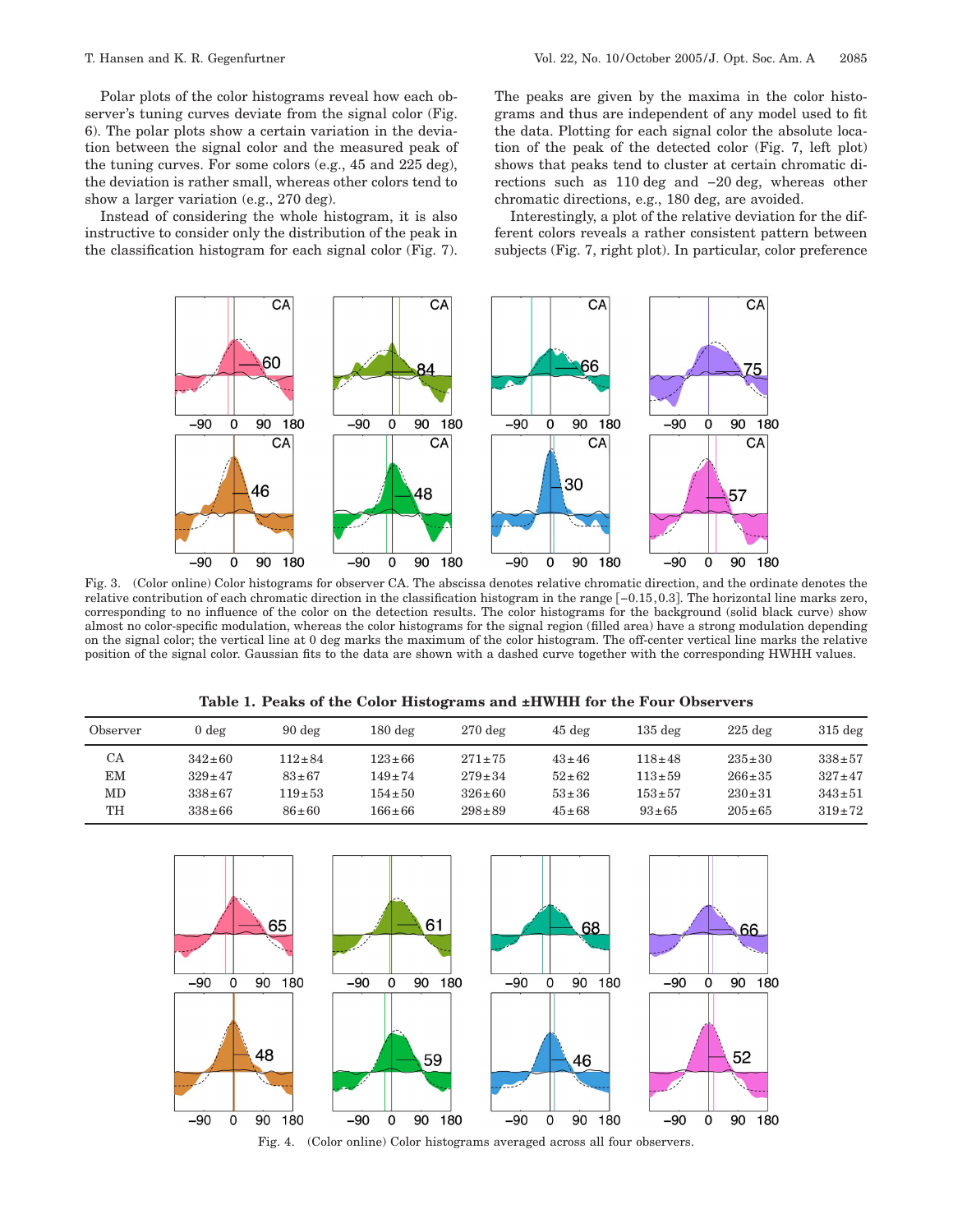Polar plots of the color histograms reveal how each observer's tuning curves deviate from the signal color (Fig. 6). The polar plots show a certain variation in the deviation between the signal color and the measured peak of the tuning curves. For some colors (e.g., 45 and 225 deg), the deviation is rather small, whereas other colors tend to show a larger variation (e.g., 270 deg).

Instead of considering the whole histogram, it is also instructive to consider only the distribution of the peak in the classification histogram for each signal color (Fig. 7). The peaks are given by the maxima in the color histograms and thus are independent of any model used to fit the data. Plotting for each signal color the absolute location of the peak of the detected color (Fig. 7, left plot) shows that peaks tend to cluster at certain chromatic directions such as 110 deg and −20 deg, whereas other chromatic directions, e.g., 180 deg, are avoided.

Interestingly, a plot of the relative deviation for the different colors reveals a rather consistent pattern between subjects (Fig. 7, right plot). In particular, color preference

Fig. 3. (Color online) Color histograms for observer CA. The abscissa denotes relative chromatic direction, and the ordinate denotes the relative contribution of each chromatic direction in the classification histogram in the range [−0.15, 0.3]. The horizontal line marks zero, corresponding to no influence of the color on the detection results. The color histograms for the background (solid black curve) show almost no color-specific modulation, whereas the color histograms for the signal region (filled area) have a strong modulation depending on the signal color; the vertical line at 0 deg marks the maximum of the color histogram. The off-center vertical line marks the relative position of the signal color. Gaussian fits to the data are shown with a dashed curve together with the corresponding HWHH values.

**Table 1. Peaks of the Color Histograms and ±HWHH for the Four Observers**

| Observer | 0 deg | 90 deg | 180 deg | 270 deg | 45 deg | 135 deg | 225 deg | 315 deg |
|---|---|---|---|---|---|---|---|---|
| CA | 342±60 | 112±84 | 123±66 | 271±75 | 43±46 | 118±48 | 235±30 | 338±57 |
| EM | 329±47 | 83±67 | 149±74 | 279±34 | 52±62 | 113±59 | 266±35 | 327±47 |
| MD | 338±67 | 119±53 | 154±50 | 326±60 | 53±36 | 153±57 | 230±31 | 343±51 |
| TH | 338±66 | 86±60 | 166±66 | 298±89 | 45±68 | 93±65 | 205±65 | 319±72 |

Fig. 4. (Color online) Color histograms averaged across all four observers.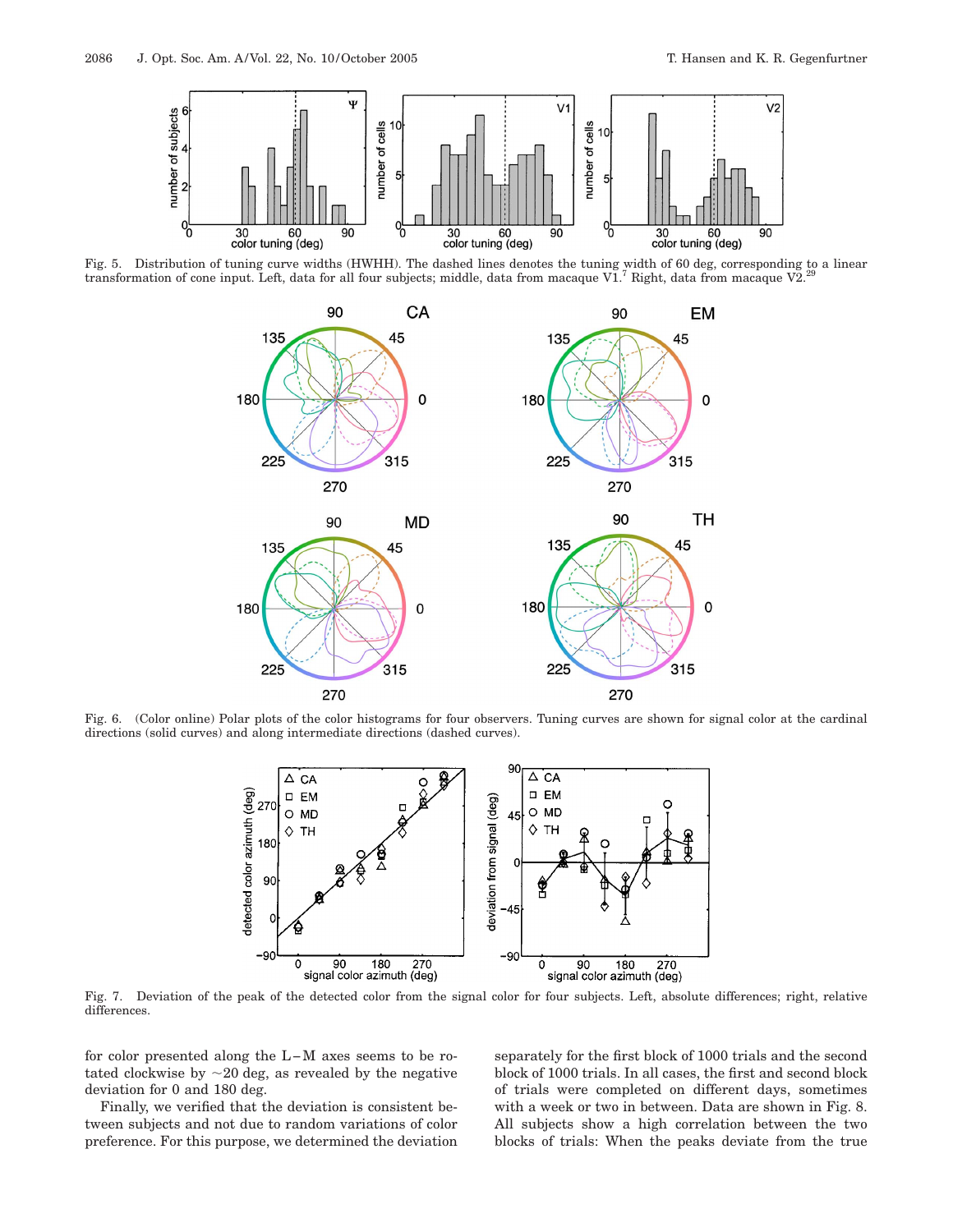Fig. 5. Distribution of tuning curve widths (HWHH). The dashed lines denotes the tuning width of 60 deg, corresponding to a linear transformation of cone input. Left, data for all four subjects; middle, data from macaque V1.[7] Right, data from macaque V2.[29]

Fig. 6. (Color online) Polar plots of the color histograms for four observers. Tuning curves are shown for signal color at the cardinal directions (solid curves) and along intermediate directions (dashed curves).

Fig. 7. Deviation of the peak of the detected color from the signal color for four subjects. Left, absolute differences; right, relative differences.

for color presented along the L−M axes seems to be rotated clockwise by ~20 deg, as revealed by the negative deviation for 0 and 180 deg.

Finally, we verified that the deviation is consistent between subjects and not due to random variations of color preference. For this purpose, we determined the deviation separately for the first block of 1000 trials and the second block of 1000 trials. In all cases, the first and second block of trials were completed on different days, sometimes with a week or two in between. Data are shown in Fig. 8. All subjects show a high correlation between the two blocks of trials: When the peaks deviate from the true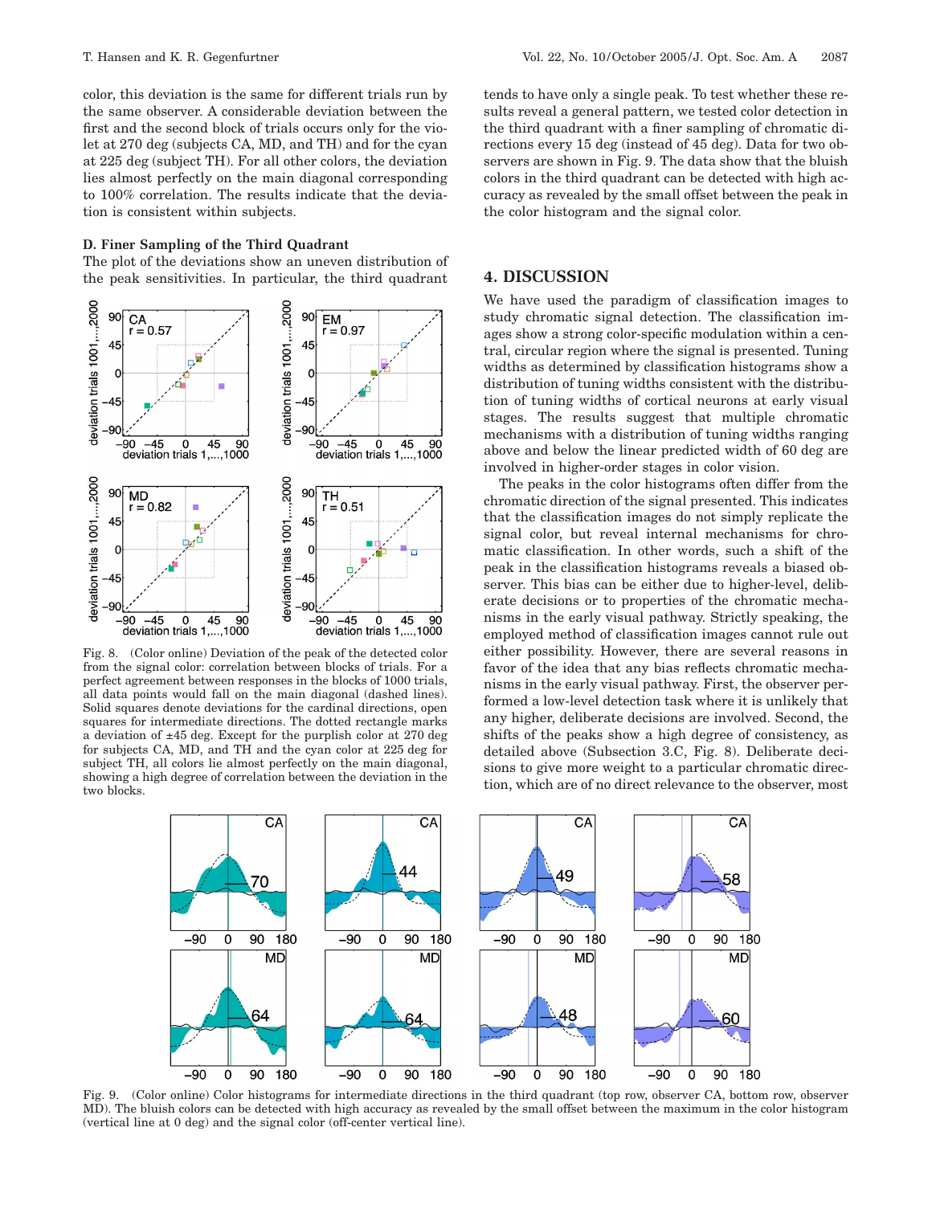color, this deviation is the same for different trials run by the same observer. A considerable deviation between the first and the second block of trials occurs only for the violet at 270 deg (subjects CA, MD, and TH) and for the cyan at 225 deg (subject TH). For all other colors, the deviation lies almost perfectly on the main diagonal corresponding to 100% correlation. The results indicate that the deviation is consistent within subjects.

### D. Finer Sampling of the Third Quadrant

The plot of the deviations show an uneven distribution of the peak sensitivities. In particular, the third quadrant tends to have only a single peak. To test whether these results reveal a general pattern, we tested color detection in the third quadrant with a finer sampling of chromatic directions every 15 deg (instead of 45 deg). Data for two observers are shown in Fig. 9. The data show that the bluish colors in the third quadrant can be detected with high accuracy as revealed by the small offset between the peak in the color histogram and the signal color.

Fig. 8. (Color online) Deviation of the peak of the detected color from the signal color: correlation between blocks of trials. For a perfect agreement between responses in the blocks of 1000 trials, all data points would fall on the main diagonal (dashed lines). Solid squares denote deviations for the cardinal directions, open squares for intermediate directions. The dotted rectangle marks a deviation of ±45 deg. Except for the purplish color at 270 deg for subjects CA, MD, and TH and the cyan color at 225 deg for subject TH, all colors lie almost perfectly on the main diagonal, showing a high degree of correlation between the deviation in the two blocks.

## 4. DISCUSSION

We have used the paradigm of classification images to study chromatic signal detection. The classification images show a strong color-specific modulation within a central, circular region where the signal is presented. Tuning widths as determined by classification histograms show a distribution of tuning widths consistent with the distribution of tuning widths of cortical neurons at early visual stages. The results suggest that multiple chromatic mechanisms with a distribution of tuning widths ranging above and below the linear predicted width of 60 deg are involved in higher-order stages in color vision.

The peaks in the color histograms often differ from the chromatic direction of the signal presented. This indicates that the classification images do not simply replicate the signal color, but reveal internal mechanisms for chromatic classification. In other words, such a shift of the peak in the classification histograms reveals a biased observer. This bias can be either due to higher-level, deliberate decisions or to properties of the chromatic mechanisms in the early visual pathway. Strictly speaking, the employed method of classification images cannot rule out either possibility. However, there are several reasons in favor of the idea that any bias reflects chromatic mechanisms in the early visual pathway. First, the observer performed a low-level detection task where it is unlikely that any higher, deliberate decisions are involved. Second, the shifts of the peaks show a high degree of consistency, as detailed above (Subsection 3.C, Fig. 8). Deliberate decisions to give more weight to a particular chromatic direction, which are of no direct relevance to the observer, most

Fig. 9. (Color online) Color histograms for intermediate directions in the third quadrant (top row, observer CA, bottom row, observer MD). The bluish colors can be detected with high accuracy as revealed by the small offset between the maximum in the color histogram (vertical line at 0 deg) and the signal color (off-center vertical line).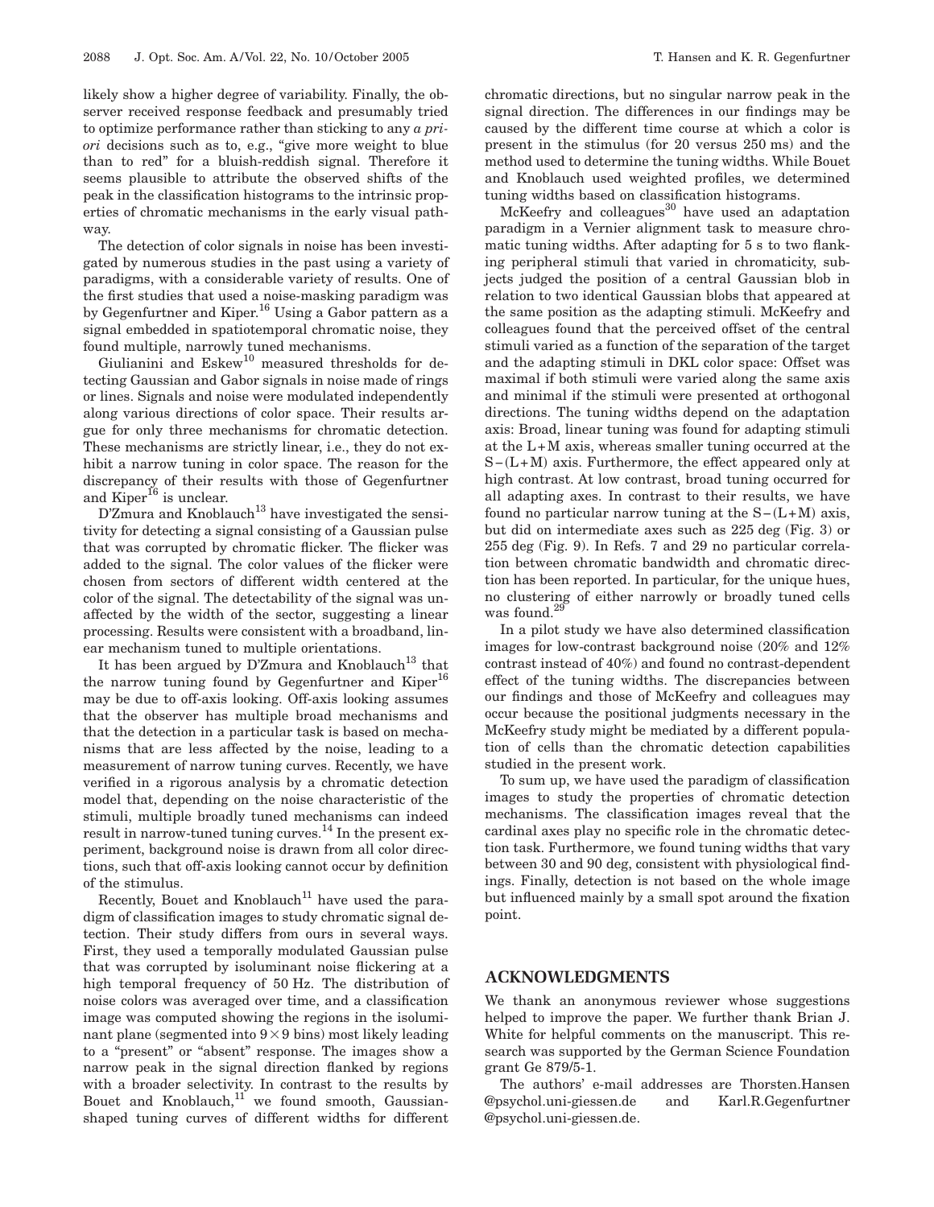likely show a higher degree of variability. Finally, the observer received response feedback and presumably tried to optimize performance rather than sticking to any *a priori* decisions such as to, e.g., "give more weight to blue than to red" for a bluish-reddish signal. Therefore it seems plausible to attribute the observed shifts of the peak in the classification histograms to the intrinsic properties of chromatic mechanisms in the early visual pathway.

The detection of color signals in noise has been investigated by numerous studies in the past using a variety of paradigms, with a considerable variety of results. One of the first studies that used a noise-masking paradigm was by Gegenfurtner and Kiper.[16] Using a Gabor pattern as a signal embedded in spatiotemporal chromatic noise, they found multiple, narrowly tuned mechanisms.

Giulianini and Eskew[10] measured thresholds for detecting Gaussian and Gabor signals in noise made of rings or lines. Signals and noise were modulated independently along various directions of color space. Their results argue for only three mechanisms for chromatic detection. These mechanisms are strictly linear, i.e., they do not exhibit a narrow tuning in color space. The reason for the discrepancy of their results with those of Gegenfurtner and Kiper[16] is unclear.

D'Zmura and Knoblauch[13] have investigated the sensitivity for detecting a signal consisting of a Gaussian pulse that was corrupted by chromatic flicker. The flicker was added to the signal. The color values of the flicker were chosen from sectors of different width centered at the color of the signal. The detectability of the signal was unaffected by the width of the sector, suggesting a linear processing. Results were consistent with a broadband, linear mechanism tuned to multiple orientations.

It has been argued by D'Zmura and Knoblauch[13] that the narrow tuning found by Gegenfurtner and Kiper[16] may be due to off-axis looking. Off-axis looking assumes that the observer has multiple broad mechanisms and that the detection in a particular task is based on mechanisms that are less affected by the noise, leading to a measurement of narrow tuning curves. Recently, we have verified in a rigorous analysis by a chromatic detection model that, depending on the noise characteristic of the stimuli, multiple broadly tuned mechanisms can indeed result in narrow-tuned tuning curves.[14] In the present experiment, background noise is drawn from all color directions, such that off-axis looking cannot occur by definition of the stimulus.

Recently, Bouet and Knoblauch[11] have used the paradigm of classification images to study chromatic signal detection. Their study differs from ours in several ways. First, they used a temporally modulated Gaussian pulse that was corrupted by isoluminant noise flickering at a high temporal frequency of 50 Hz. The distribution of noise colors was averaged over time, and a classification image was computed showing the regions in the isoluminant plane (segmented into $9\times9$ bins) most likely leading to a "present" or "absent" response. The images show a narrow peak in the signal direction flanked by regions with a broader selectivity. In contrast to the results by Bouet and Knoblauch,[11] we found smooth, Gaussian-shaped tuning curves of different widths for different chromatic directions, but no singular narrow peak in the signal direction. The differences in our findings may be caused by the different time course at which a color is present in the stimulus (for 20 versus 250 ms) and the method used to determine the tuning widths. While Bouet and Knoblauch used weighted profiles, we determined tuning widths based on classification histograms.

McKeefry and colleagues[30] have used an adaptation paradigm in a Vernier alignment task to measure chromatic tuning widths. After adapting for 5 s to two flanking peripheral stimuli that varied in chromaticity, subjects judged the position of a central Gaussian blob in relation to two identical Gaussian blobs that appeared at the same position as the adapting stimuli. McKeefry and colleagues found that the perceived offset of the central stimuli varied as a function of the separation of the target and the adapting stimuli in DKL color space: Offset was maximal if both stimuli were varied along the same axis and minimal if the stimuli were presented at orthogonal directions. The tuning widths depend on the adaptation axis: Broad, linear tuning was found for adapting stimuli at the L+M axis, whereas smaller tuning occurred at the S−(L+M) axis. Furthermore, the effect appeared only at high contrast. At low contrast, broad tuning occurred for all adapting axes. In contrast to their results, we have found no particular narrow tuning at the S−(L+M) axis, but did on intermediate axes such as 225 deg (Fig. 3) or 255 deg (Fig. 9). In Refs. 7 and 29 no particular correlation between chromatic bandwidth and chromatic direction has been reported. In particular, for the unique hues, no clustering of either narrowly or broadly tuned cells was found.[29]

In a pilot study we have also determined classification images for low-contrast background noise (20% and 12% contrast instead of 40%) and found no contrast-dependent effect of the tuning widths. The discrepancies between our findings and those of McKeefry and colleagues may occur because the positional judgments necessary in the McKeefry study might be mediated by a different population of cells than the chromatic detection capabilities studied in the present work.

To sum up, we have used the paradigm of classification images to study the properties of chromatic detection mechanisms. The classification images reveal that the cardinal axes play no specific role in the chromatic detection task. Furthermore, we found tuning widths that vary between 30 and 90 deg, consistent with physiological findings. Finally, detection is not based on the whole image but influenced mainly by a small spot around the fixation point.

## ACKNOWLEDGMENTS

We thank an anonymous reviewer whose suggestions helped to improve the paper. We further thank Brian J. White for helpful comments on the manuscript. This research was supported by the German Science Foundation grant Ge 879/5-1.

The authors' e-mail addresses are Thorsten.Hansen@psychol.uni-giessen.de and Karl.R.Gegenfurtner@psychol.uni-giessen.de.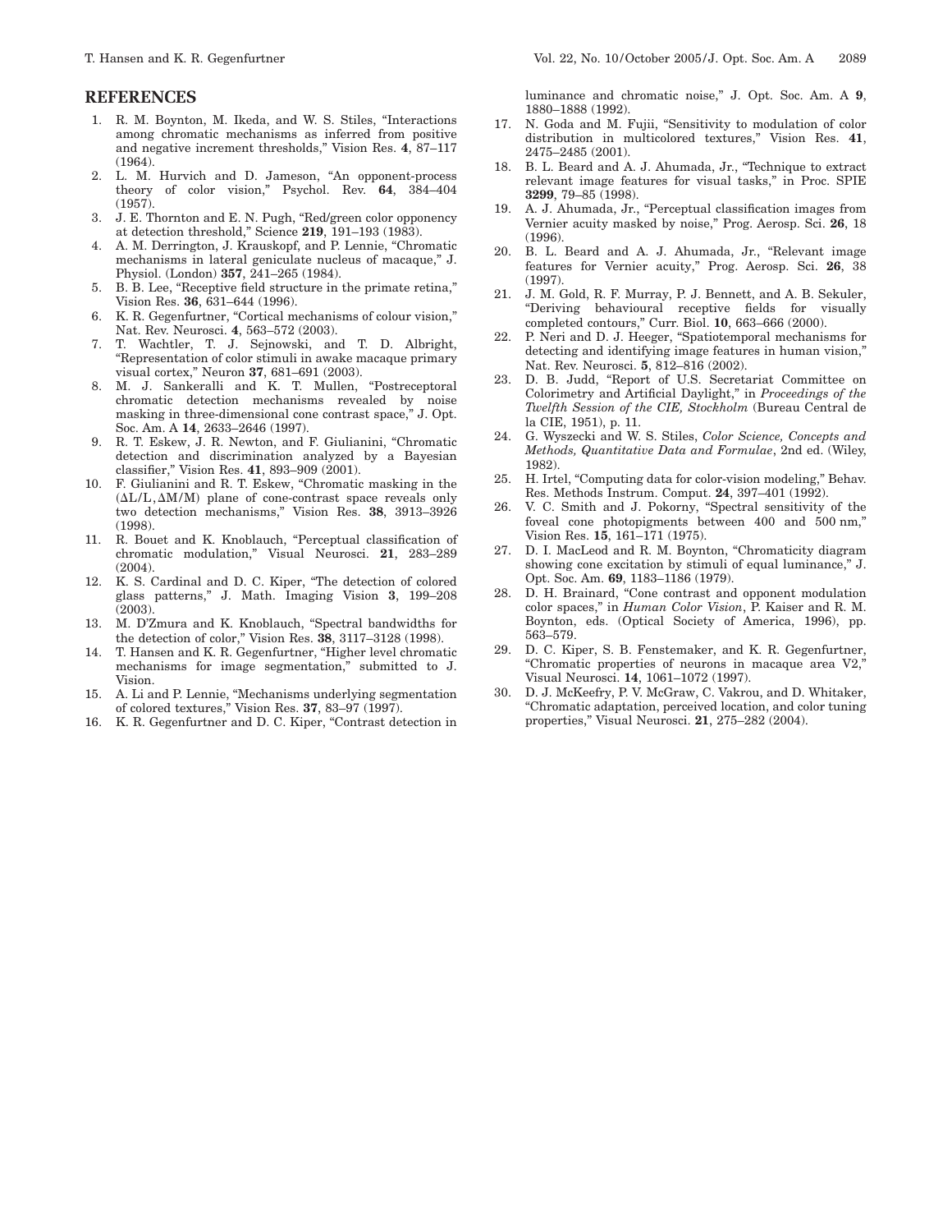## REFERENCES

1. R. M. Boynton, M. Ikeda, and W. S. Stiles, "Interactions among chromatic mechanisms as inferred from positive and negative increment thresholds," Vision Res. **4**, 87–117 (1964).
2. L. M. Hurvich and D. Jameson, "An opponent-process theory of color vision," Psychol. Rev. **64**, 384–404 (1957).
3. J. E. Thornton and E. N. Pugh, "Red/green color opponency at detection threshold," Science **219**, 191–193 (1983).
4. A. M. Derrington, J. Krauskopf, and P. Lennie, "Chromatic mechanisms in lateral geniculate nucleus of macaque," J. Physiol. (London) **357**, 241–265 (1984).
5. B. B. Lee, "Receptive field structure in the primate retina," Vision Res. **36**, 631–644 (1996).
6. K. R. Gegenfurtner, "Cortical mechanisms of colour vision," Nat. Rev. Neurosci. **4**, 563–572 (2003).
7. T. Wachtler, T. J. Sejnowski, and T. D. Albright, "Representation of color stimuli in awake macaque primary visual cortex," Neuron **37**, 681–691 (2003).
8. M. J. Sankeralli and K. T. Mullen, "Postreceptoral chromatic detection mechanisms revealed by noise masking in three-dimensional cone contrast space," J. Opt. Soc. Am. A **14**, 2633–2646 (1997).
9. R. T. Eskew, J. R. Newton, and F. Giulianini, "Chromatic detection and discrimination analyzed by a Bayesian classifier," Vision Res. **41**, 893–909 (2001).
10. F. Giulianini and R. T. Eskew, "Chromatic masking in the $(\Delta L/L, \Delta M/M)$ plane of cone-contrast space reveals only two detection mechanisms," Vision Res. **38**, 3913–3926 (1998).
11. R. Bouet and K. Knoblauch, "Perceptual classification of chromatic modulation," Visual Neurosci. **21**, 283–289 (2004).
12. K. S. Cardinal and D. C. Kiper, "The detection of colored glass patterns," J. Math. Imaging Vision **3**, 199–208 (2003).
13. M. D'Zmura and K. Knoblauch, "Spectral bandwidths for the detection of color," Vision Res. **38**, 3117–3128 (1998).
14. T. Hansen and K. R. Gegenfurtner, "Higher level chromatic mechanisms for image segmentation," submitted to J. Vision.
15. A. Li and P. Lennie, "Mechanisms underlying segmentation of colored textures," Vision Res. **37**, 83–97 (1997).
16. K. R. Gegenfurtner and D. C. Kiper, "Contrast detection in luminance and chromatic noise," J. Opt. Soc. Am. A **9**, 1880–1888 (1992).
17. N. Goda and M. Fujii, "Sensitivity to modulation of color distribution in multicolored textures," Vision Res. **41**, 2475–2485 (2001).
18. B. L. Beard and A. J. Ahumada, Jr., "Technique to extract relevant image features for visual tasks," in Proc. SPIE **3299**, 79–85 (1998).
19. A. J. Ahumada, Jr., "Perceptual classification images from Vernier acuity masked by noise," Prog. Aerosp. Sci. **26**, 18 (1996).
20. B. L. Beard and A. J. Ahumada, Jr., "Relevant image features for Vernier acuity," Prog. Aerosp. Sci. **26**, 38 (1997).
21. J. M. Gold, R. F. Murray, P. J. Bennett, and A. B. Sekuler, "Deriving behavioural receptive fields for visually completed contours," Curr. Biol. **10**, 663–666 (2000).
22. P. Neri and D. J. Heeger, "Spatiotemporal mechanisms for detecting and identifying image features in human vision," Nat. Rev. Neurosci. **5**, 812–816 (2002).
23. D. B. Judd, "Report of U.S. Secretariat Committee on Colorimetry and Artificial Daylight," in *Proceedings of the Twelfth Session of the CIE, Stockholm* (Bureau Central de la CIE, 1951), p. 11.
24. G. Wyszecki and W. S. Stiles, *Color Science, Concepts and Methods, Quantitative Data and Formulae*, 2nd ed. (Wiley, 1982).
25. H. Irtel, "Computing data for color-vision modeling," Behav. Res. Methods Instrum. Comput. **24**, 397–401 (1992).
26. V. C. Smith and J. Pokorny, "Spectral sensitivity of the foveal cone photopigments between 400 and 500 nm," Vision Res. **15**, 161–171 (1975).
27. D. I. MacLeod and R. M. Boynton, "Chromaticity diagram showing cone excitation by stimuli of equal luminance," J. Opt. Soc. Am. **69**, 1183–1186 (1979).
28. D. H. Brainard, "Cone contrast and opponent modulation color spaces," in *Human Color Vision*, P. Kaiser and R. M. Boynton, eds. (Optical Society of America, 1996), pp. 563–579.
29. D. C. Kiper, S. B. Fenstemaker, and K. R. Gegenfurtner, "Chromatic properties of neurons in macaque area V2," Visual Neurosci. **14**, 1061–1072 (1997).
30. D. J. McKeefry, P. V. McGraw, C. Vakrou, and D. Whitaker, "Chromatic adaptation, perceived location, and color tuning properties," Visual Neurosci. **21**, 275–282 (2004).